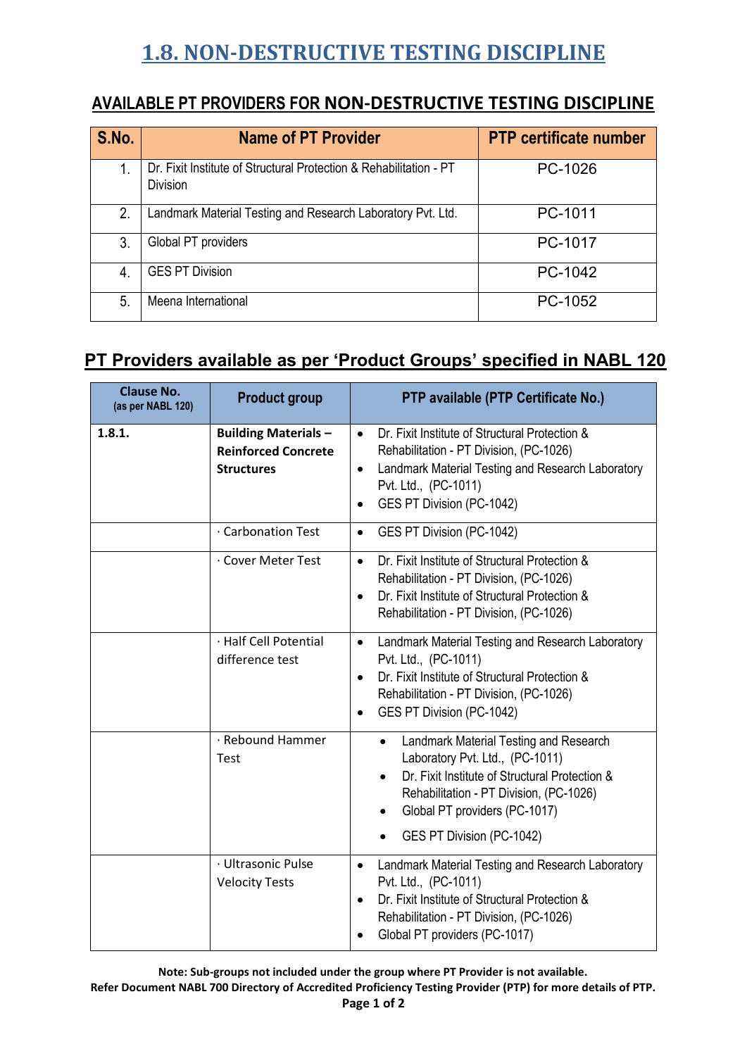# 1.8. NON-DESTRUCTIVE TESTING DISCIPLINE

## AVAILABLE PT PROVIDERS FOR NON-DESTRUCTIVE TESTING DISCIPLINE

| S.No. | Name of PT Provider | PTP certificate number |
|---|---|---|
| 1. | Dr. Fixit Institute of Structural Protection & Rehabilitation - PT Division | PC-1026 |
| 2. | Landmark Material Testing and Research Laboratory Pvt. Ltd. | PC-1011 |
| 3. | Global PT providers | PC-1017 |
| 4. | GES PT Division | PC-1042 |
| 5. | Meena International | PC-1052 |

## PT Providers available as per 'Product Groups' specified in NABL 120

| Clause No. (as per NABL 120) | Product group | PTP available (PTP Certificate No.) |
|---|---|---|
| **1.8.1.** | **Building Materials – Reinforced Concrete Structures** | • Dr. Fixit Institute of Structural Protection & Rehabilitation - PT Division, (PC-1026)<br>• Landmark Material Testing and Research Laboratory Pvt. Ltd., (PC-1011)<br>• GES PT Division (PC-1042) |
| | · Carbonation Test | • GES PT Division (PC-1042) |
| | · Cover Meter Test | • Dr. Fixit Institute of Structural Protection & Rehabilitation - PT Division, (PC-1026)<br>• Dr. Fixit Institute of Structural Protection & Rehabilitation - PT Division, (PC-1026) |
| | · Half Cell Potential difference test | • Landmark Material Testing and Research Laboratory Pvt. Ltd., (PC-1011)<br>• Dr. Fixit Institute of Structural Protection & Rehabilitation - PT Division, (PC-1026)<br>• GES PT Division (PC-1042) |
| | · Rebound Hammer Test | • Landmark Material Testing and Research Laboratory Pvt. Ltd., (PC-1011)<br>• Dr. Fixit Institute of Structural Protection & Rehabilitation - PT Division, (PC-1026)<br>• Global PT providers (PC-1017)<br>• GES PT Division (PC-1042) |
| | · Ultrasonic Pulse Velocity Tests | • Landmark Material Testing and Research Laboratory Pvt. Ltd., (PC-1011)<br>• Dr. Fixit Institute of Structural Protection & Rehabilitation - PT Division, (PC-1026)<br>• Global PT providers (PC-1017) |

**Note: Sub-groups not included under the group where PT Provider is not available.**
**Refer Document NABL 700 Directory of Accredited Proficiency Testing Provider (PTP) for more details of PTP.**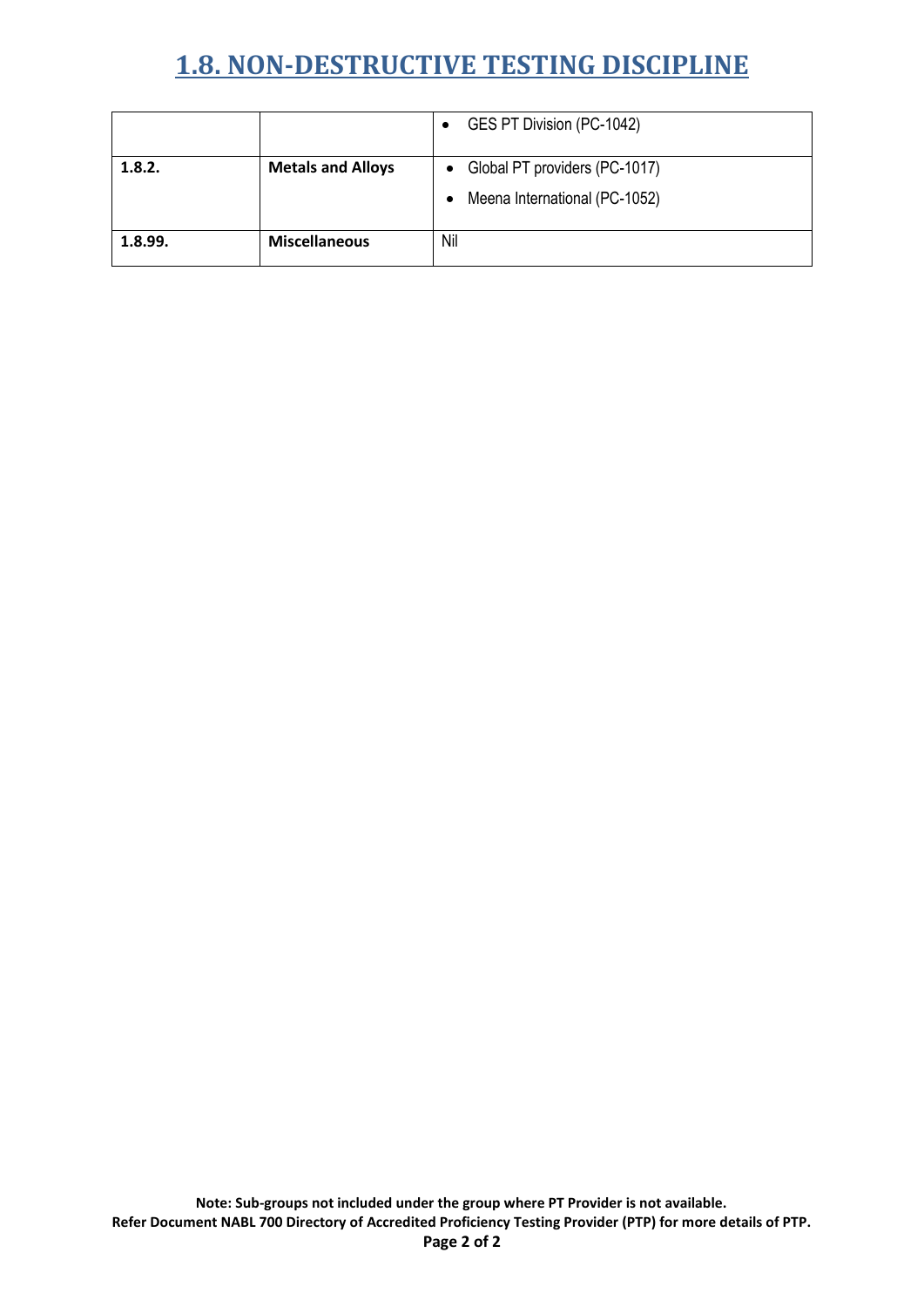# 1.8. NON-DESTRUCTIVE TESTING DISCIPLINE

| | | |
|---|---|---|
| | | • GES PT Division (PC-1042) |
| **1.8.2.** | **Metals and Alloys** | • Global PT providers (PC-1017)<br>• Meena International (PC-1052) |
| **1.8.99.** | **Miscellaneous** | Nil |

**Note: Sub-groups not included under the group where PT Provider is not available.**
**Refer Document NABL 700 Directory of Accredited Proficiency Testing Provider (PTP) for more details of PTP.**